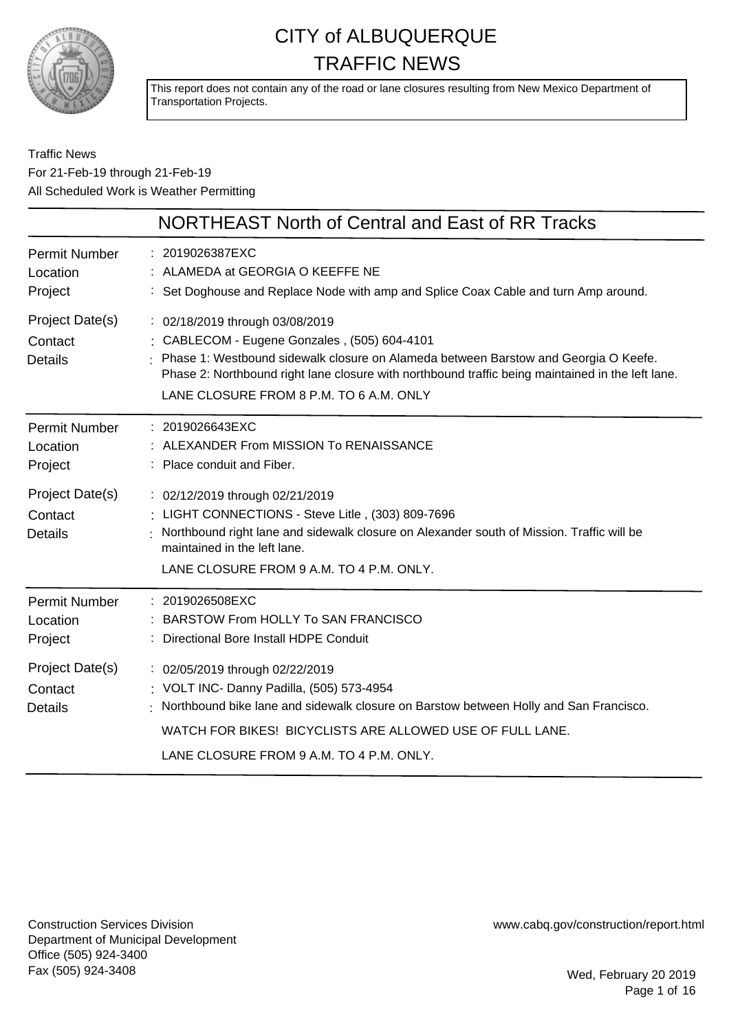# CITY of ALBUQUERQUE TRAFFIC NEWS

This report does not contain any of the road or lane closures resulting from New Mexico Department of Transportation Projects.

Traffic News
For 21-Feb-19 through 21-Feb-19
All Scheduled Work is Weather Permitting

## NORTHEAST North of Central and East of RR Tracks

| | |
|---|---|
| Permit Number | 2019026387EXC |
| Location | ALAMEDA at GEORGIA O KEEFFE NE |
| Project | Set Doghouse and Replace Node with amp and Splice Coax Cable and turn Amp around. |
| Project Date(s) | 02/18/2019 through 03/08/2019 |
| Contact | CABLECOM - Eugene Gonzales , (505) 604-4101 |
| Details | Phase 1: Westbound sidewalk closure on Alameda between Barstow and Georgia O Keefe. Phase 2: Northbound right lane closure with northbound traffic being maintained in the left lane. LANE CLOSURE FROM 8 P.M. TO 6 A.M. ONLY |

| | |
|---|---|
| Permit Number | 2019026643EXC |
| Location | ALEXANDER From MISSION To RENAISSANCE |
| Project | Place conduit and Fiber. |
| Project Date(s) | 02/12/2019 through 02/21/2019 |
| Contact | LIGHT CONNECTIONS - Steve Litle , (303) 809-7696 |
| Details | Northbound right lane and sidewalk closure on Alexander south of Mission. Traffic will be maintained in the left lane. LANE CLOSURE FROM 9 A.M. TO 4 P.M. ONLY. |

| | |
|---|---|
| Permit Number | 2019026508EXC |
| Location | BARSTOW From HOLLY To SAN FRANCISCO |
| Project | Directional Bore Install HDPE Conduit |
| Project Date(s) | 02/05/2019 through 02/22/2019 |
| Contact | VOLT INC- Danny Padilla, (505) 573-4954 |
| Details | Northbound bike lane and sidewalk closure on Barstow between Holly and San Francisco. WATCH FOR BIKES! BICYCLISTS ARE ALLOWED USE OF FULL LANE. LANE CLOSURE FROM 9 A.M. TO 4 P.M. ONLY. |

Construction Services Division
Department of Municipal Development
Office (505) 924-3400
Fax (505) 924-3408

www.cabq.gov/construction/report.html

Wed, February 20 2019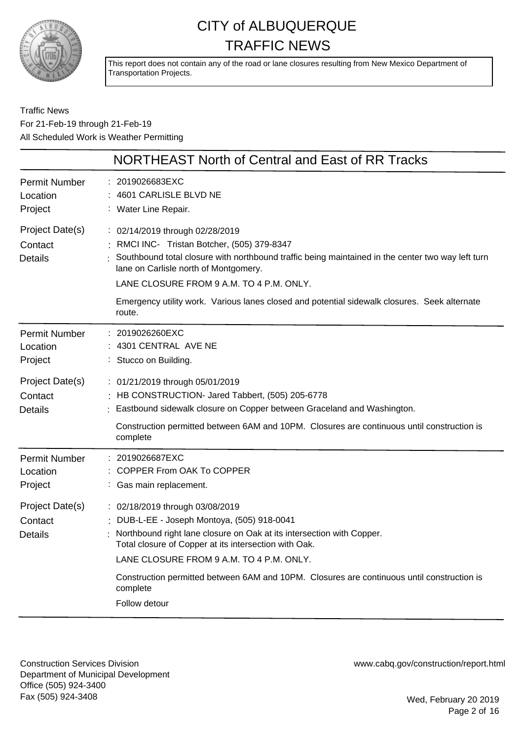# CITY of ALBUQUERQUE TRAFFIC NEWS

This report does not contain any of the road or lane closures resulting from New Mexico Department of Transportation Projects.

Traffic News
For 21-Feb-19 through 21-Feb-19
All Scheduled Work is Weather Permitting

## NORTHEAST North of Central and East of RR Tracks

**Permit Number** : 2019026683EXC
**Location** : 4601 CARLISLE BLVD NE
**Project** : Water Line Repair.

**Project Date(s)** : 02/14/2019 through 02/28/2019
**Contact** : RMCI INC- Tristan Botcher, (505) 379-8347
**Details** : Southbound total closure with northbound traffic being maintained in the center two way left turn lane on Carlisle north of Montgomery.

LANE CLOSURE FROM 9 A.M. TO 4 P.M. ONLY.

Emergency utility work. Various lanes closed and potential sidewalk closures. Seek alternate route.

---

**Permit Number** : 2019026260EXC
**Location** : 4301 CENTRAL AVE NE
**Project** : Stucco on Building.

**Project Date(s)** : 01/21/2019 through 05/01/2019
**Contact** : HB CONSTRUCTION- Jared Tabbert, (505) 205-6778
**Details** : Eastbound sidewalk closure on Copper between Graceland and Washington.

Construction permitted between 6AM and 10PM. Closures are continuous until construction is complete

---

**Permit Number** : 2019026687EXC
**Location** : COPPER From OAK To COPPER
**Project** : Gas main replacement.

**Project Date(s)** : 02/18/2019 through 03/08/2019
**Contact** : DUB-L-EE - Joseph Montoya, (505) 918-0041
**Details** : Northbound right lane closure on Oak at its intersection with Copper.
Total closure of Copper at its intersection with Oak.

LANE CLOSURE FROM 9 A.M. TO 4 P.M. ONLY.

Construction permitted between 6AM and 10PM. Closures are continuous until construction is complete

Follow detour

---

Construction Services Division
Department of Municipal Development
Office (505) 924-3400
Fax (505) 924-3408

www.cabq.gov/construction/report.html

Wed, February 20 2019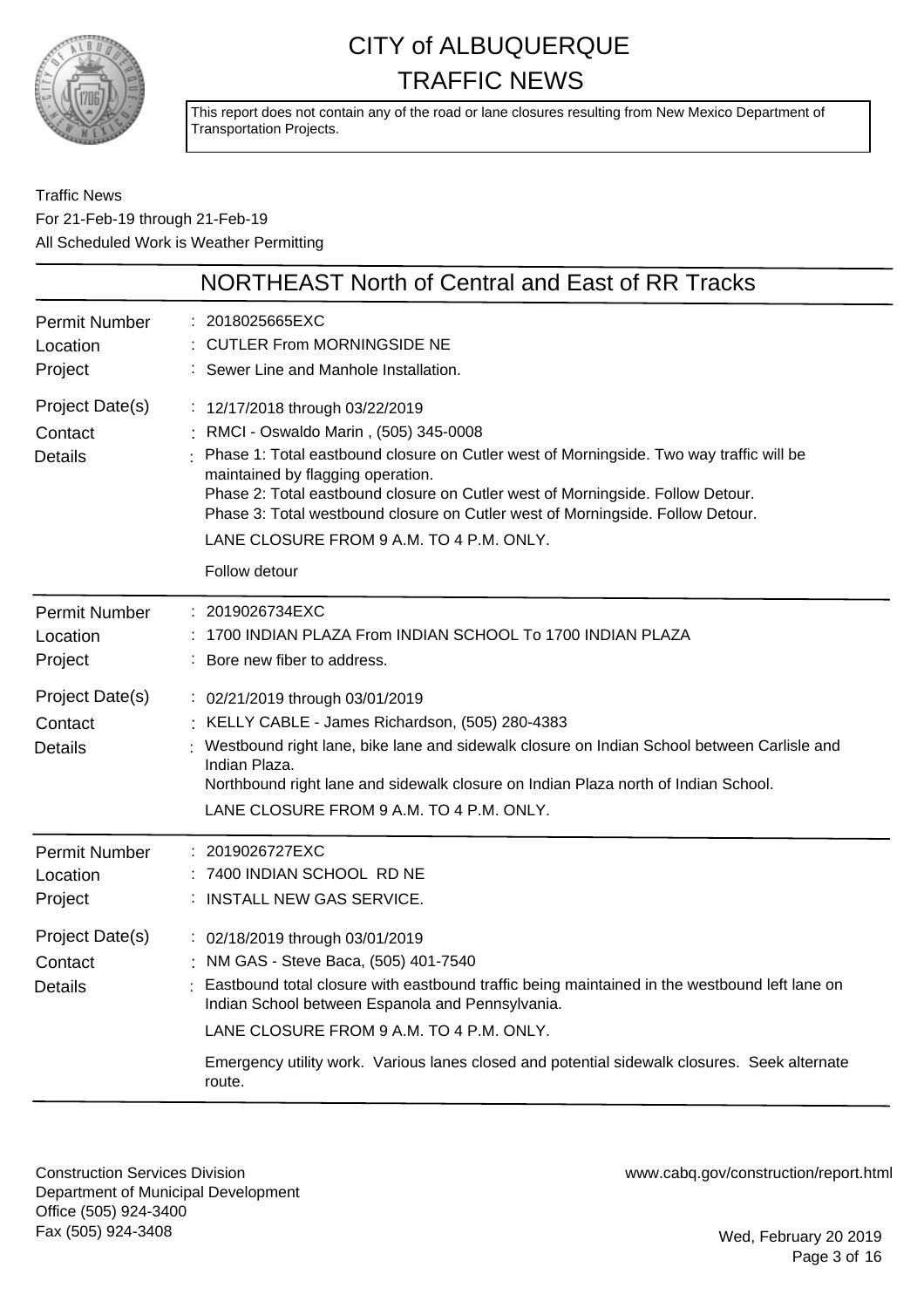# CITY of ALBUQUERQUE TRAFFIC NEWS

This report does not contain any of the road or lane closures resulting from New Mexico Department of Transportation Projects.

Traffic News
For 21-Feb-19 through 21-Feb-19
All Scheduled Work is Weather Permitting

## NORTHEAST North of Central and East of RR Tracks

**Permit Number** : 2018025665EXC
**Location** : CUTLER From MORNINGSIDE NE
**Project** : Sewer Line and Manhole Installation.
**Project Date(s)** : 12/17/2018 through 03/22/2019
**Contact** : RMCI - Oswaldo Marin , (505) 345-0008
**Details** : Phase 1: Total eastbound closure on Cutler west of Morningside. Two way traffic will be maintained by flagging operation.
Phase 2: Total eastbound closure on Cutler west of Morningside. Follow Detour.
Phase 3: Total westbound closure on Cutler west of Morningside. Follow Detour.
LANE CLOSURE FROM 9 A.M. TO 4 P.M. ONLY.

Follow detour

---

**Permit Number** : 2019026734EXC
**Location** : 1700 INDIAN PLAZA From INDIAN SCHOOL To 1700 INDIAN PLAZA
**Project** : Bore new fiber to address.
**Project Date(s)** : 02/21/2019 through 03/01/2019
**Contact** : KELLY CABLE - James Richardson, (505) 280-4383
**Details** : Westbound right lane, bike lane and sidewalk closure on Indian School between Carlisle and Indian Plaza.
Northbound right lane and sidewalk closure on Indian Plaza north of Indian School.
LANE CLOSURE FROM 9 A.M. TO 4 P.M. ONLY.

---

**Permit Number** : 2019026727EXC
**Location** : 7400 INDIAN SCHOOL RD NE
**Project** : INSTALL NEW GAS SERVICE.
**Project Date(s)** : 02/18/2019 through 03/01/2019
**Contact** : NM GAS - Steve Baca, (505) 401-7540
**Details** : Eastbound total closure with eastbound traffic being maintained in the westbound left lane on Indian School between Espanola and Pennsylvania.
LANE CLOSURE FROM 9 A.M. TO 4 P.M. ONLY.

Emergency utility work. Various lanes closed and potential sidewalk closures. Seek alternate route.

---

Construction Services Division
Department of Municipal Development
Office (505) 924-3400
Fax (505) 924-3408

www.cabq.gov/construction/report.html

Wed, February 20 2019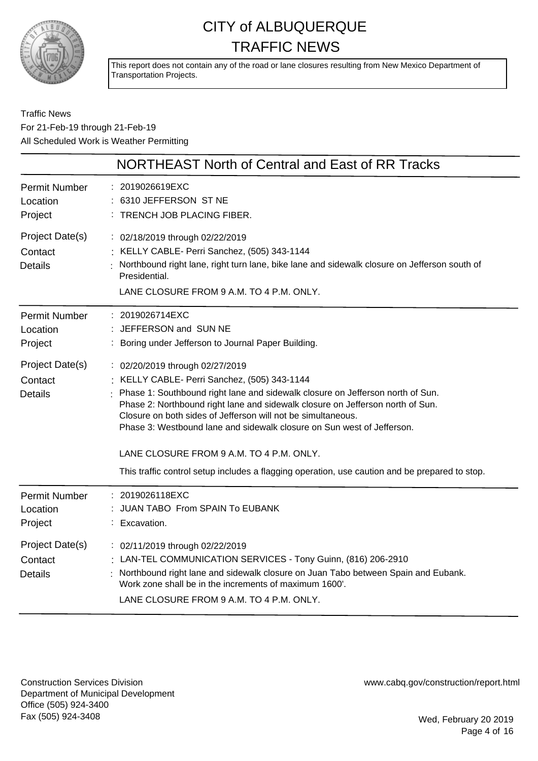# CITY of ALBUQUERQUE TRAFFIC NEWS

This report does not contain any of the road or lane closures resulting from New Mexico Department of Transportation Projects.

Traffic News
For 21-Feb-19 through 21-Feb-19
All Scheduled Work is Weather Permitting

## NORTHEAST North of Central and East of RR Tracks

| | |
|---|---|
| Permit Number | : 2019026619EXC |
| Location | : 6310 JEFFERSON ST NE |
| Project | : TRENCH JOB PLACING FIBER. |
| Project Date(s) | : 02/18/2019 through 02/22/2019 |
| Contact | : KELLY CABLE- Perri Sanchez, (505) 343-1144 |
| Details | : Northbound right lane, right turn lane, bike lane and sidewalk closure on Jefferson south of Presidential.<br>LANE CLOSURE FROM 9 A.M. TO 4 P.M. ONLY. |

| | |
|---|---|
| Permit Number | : 2019026714EXC |
| Location | : JEFFERSON and SUN NE |
| Project | : Boring under Jefferson to Journal Paper Building. |
| Project Date(s) | : 02/20/2019 through 02/27/2019 |
| Contact | : KELLY CABLE- Perri Sanchez, (505) 343-1144 |
| Details | : Phase 1: Southbound right lane and sidewalk closure on Jefferson north of Sun.<br>Phase 2: Northbound right lane and sidewalk closure on Jefferson north of Sun.<br>Closure on both sides of Jefferson will not be simultaneous.<br>Phase 3: Westbound lane and sidewalk closure on Sun west of Jefferson.<br>LANE CLOSURE FROM 9 A.M. TO 4 P.M. ONLY.<br>This traffic control setup includes a flagging operation, use caution and be prepared to stop. |

| | |
|---|---|
| Permit Number | : 2019026118EXC |
| Location | : JUAN TABO From SPAIN To EUBANK |
| Project | : Excavation. |
| Project Date(s) | : 02/11/2019 through 02/22/2019 |
| Contact | : LAN-TEL COMMUNICATION SERVICES - Tony Guinn, (816) 206-2910 |
| Details | : Northbound right lane and sidewalk closure on Juan Tabo between Spain and Eubank.<br>Work zone shall be in the increments of maximum 1600'.<br>LANE CLOSURE FROM 9 A.M. TO 4 P.M. ONLY. |

Construction Services Division
Department of Municipal Development
Office (505) 924-3400
Fax (505) 924-3408

www.cabq.gov/construction/report.html

Wed, February 20 2019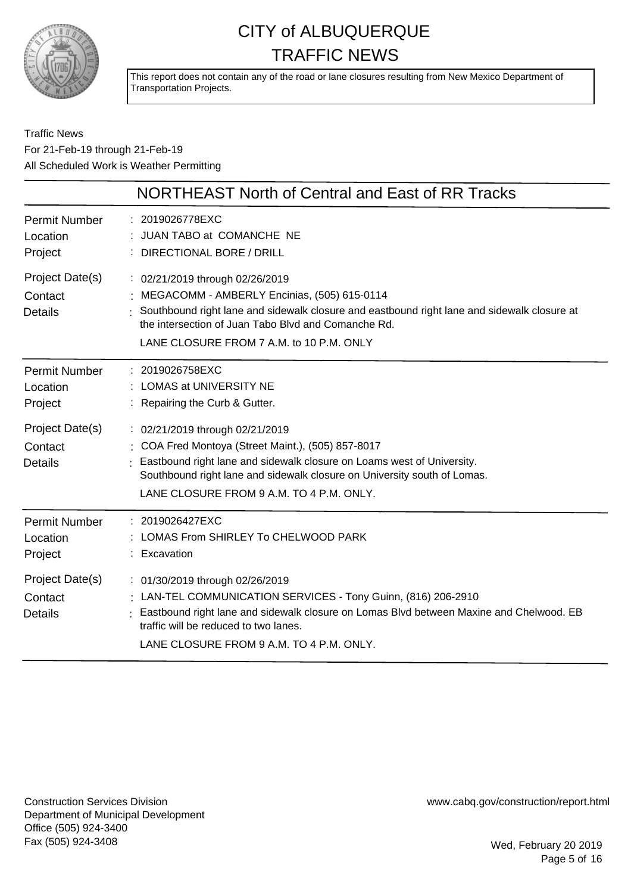# CITY of ALBUQUERQUE
# TRAFFIC NEWS

This report does not contain any of the road or lane closures resulting from New Mexico Department of Transportation Projects.

Traffic News
For 21-Feb-19 through 21-Feb-19
All Scheduled Work is Weather Permitting

## NORTHEAST North of Central and East of RR Tracks

| | |
|---|---|
| Permit Number | : 2019026778EXC |
| Location | : JUAN TABO at COMANCHE NE |
| Project | : DIRECTIONAL BORE / DRILL |
| Project Date(s) | : 02/21/2019 through 02/26/2019 |
| Contact | : MEGACOMM - AMBERLY Encinias, (505) 615-0114 |
| Details | : Southbound right lane and sidewalk closure and eastbound right lane and sidewalk closure at the intersection of Juan Tabo Blvd and Comanche Rd.<br>LANE CLOSURE FROM 7 A.M. to 10 P.M. ONLY |

| | |
|---|---|
| Permit Number | : 2019026758EXC |
| Location | : LOMAS at UNIVERSITY NE |
| Project | : Repairing the Curb & Gutter. |
| Project Date(s) | : 02/21/2019 through 02/21/2019 |
| Contact | : COA Fred Montoya (Street Maint.), (505) 857-8017 |
| Details | : Eastbound right lane and sidewalk closure on Loams west of University.<br>Southbound right lane and sidewalk closure on University south of Lomas.<br>LANE CLOSURE FROM 9 A.M. TO 4 P.M. ONLY. |

| | |
|---|---|
| Permit Number | : 2019026427EXC |
| Location | : LOMAS From SHIRLEY To CHELWOOD PARK |
| Project | : Excavation |
| Project Date(s) | : 01/30/2019 through 02/26/2019 |
| Contact | : LAN-TEL COMMUNICATION SERVICES - Tony Guinn, (816) 206-2910 |
| Details | : Eastbound right lane and sidewalk closure on Lomas Blvd between Maxine and Chelwood. EB traffic will be reduced to two lanes.<br>LANE CLOSURE FROM 9 A.M. TO 4 P.M. ONLY. |

Construction Services Division
Department of Municipal Development
Office (505) 924-3400
Fax (505) 924-3408

www.cabq.gov/construction/report.html

Wed, February 20 2019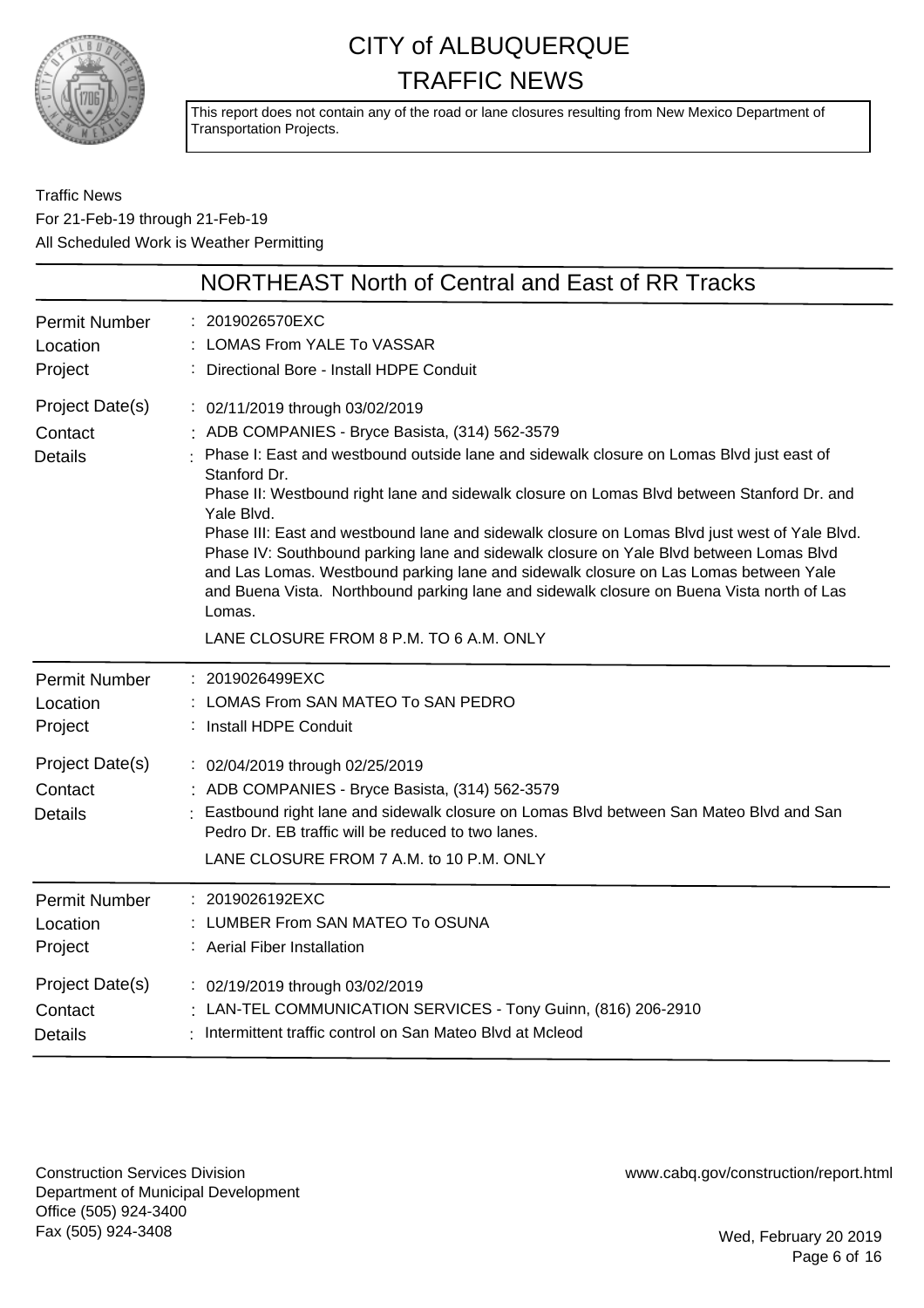# CITY of ALBUQUERQUE TRAFFIC NEWS

This report does not contain any of the road or lane closures resulting from New Mexico Department of Transportation Projects.

Traffic News
For 21-Feb-19 through 21-Feb-19
All Scheduled Work is Weather Permitting

## NORTHEAST North of Central and East of RR Tracks

| | |
|---|---|
| Permit Number | 2019026570EXC |
| Location | LOMAS From YALE To VASSAR |
| Project | Directional Bore - Install HDPE Conduit |
| Project Date(s) | 02/11/2019 through 03/02/2019 |
| Contact | ADB COMPANIES - Bryce Basista, (314) 562-3579 |
| Details | Phase I: East and westbound outside lane and sidewalk closure on Lomas Blvd just east of Stanford Dr. Phase II: Westbound right lane and sidewalk closure on Lomas Blvd between Stanford Dr. and Yale Blvd. Phase III: East and westbound lane and sidewalk closure on Lomas Blvd just west of Yale Blvd. Phase IV: Southbound parking lane and sidewalk closure on Yale Blvd between Lomas Blvd and Las Lomas. Westbound parking lane and sidewalk closure on Las Lomas between Yale and Buena Vista. Northbound parking lane and sidewalk closure on Buena Vista north of Las Lomas. LANE CLOSURE FROM 8 P.M. TO 6 A.M. ONLY |

| | |
|---|---|
| Permit Number | 2019026499EXC |
| Location | LOMAS From SAN MATEO To SAN PEDRO |
| Project | Install HDPE Conduit |
| Project Date(s) | 02/04/2019 through 02/25/2019 |
| Contact | ADB COMPANIES - Bryce Basista, (314) 562-3579 |
| Details | Eastbound right lane and sidewalk closure on Lomas Blvd between San Mateo Blvd and San Pedro Dr. EB traffic will be reduced to two lanes. LANE CLOSURE FROM 7 A.M. to 10 P.M. ONLY |

| | |
|---|---|
| Permit Number | 2019026192EXC |
| Location | LUMBER From SAN MATEO To OSUNA |
| Project | Aerial Fiber Installation |
| Project Date(s) | 02/19/2019 through 03/02/2019 |
| Contact | LAN-TEL COMMUNICATION SERVICES - Tony Guinn, (816) 206-2910 |
| Details | Intermittent traffic control on San Mateo Blvd at Mcleod |

Construction Services Division
Department of Municipal Development
Office (505) 924-3400
Fax (505) 924-3408

www.cabq.gov/construction/report.html

Wed, February 20 2019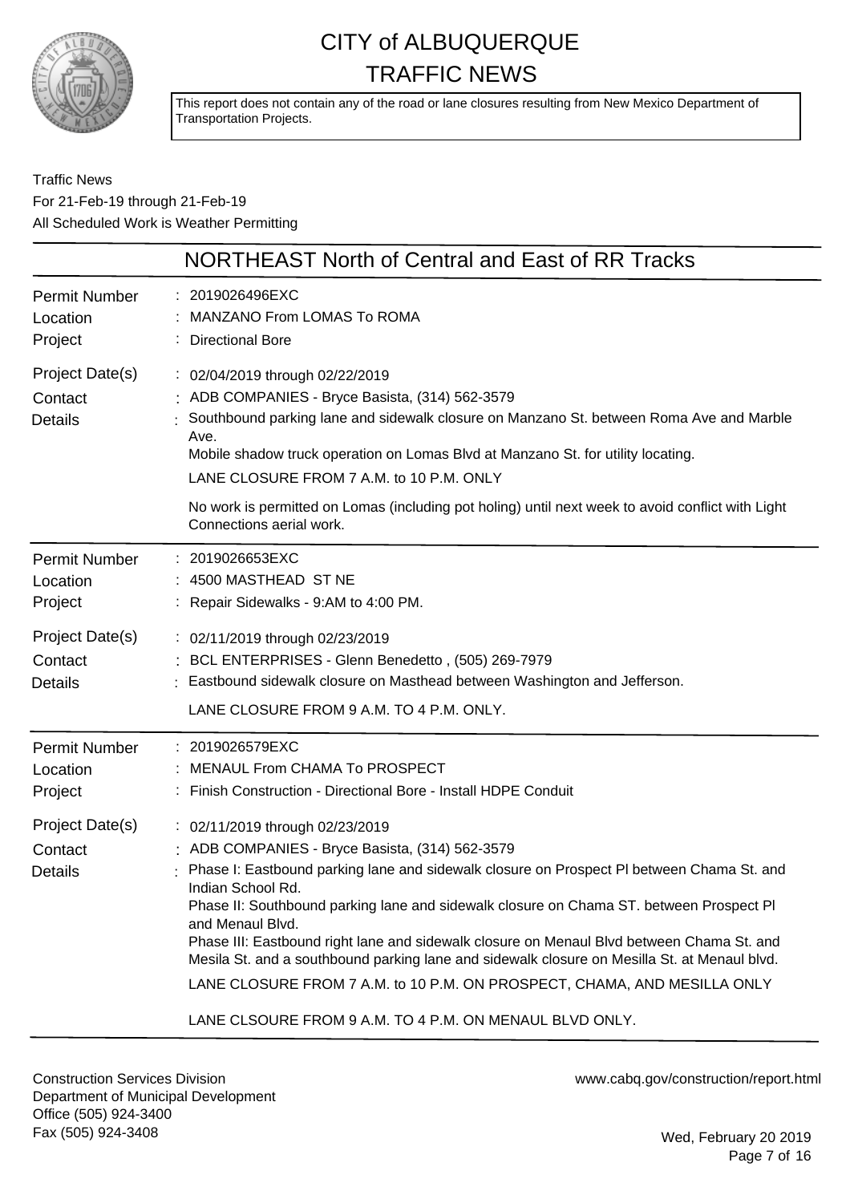# CITY of ALBUQUERQUE TRAFFIC NEWS

This report does not contain any of the road or lane closures resulting from New Mexico Department of Transportation Projects.

Traffic News
For 21-Feb-19 through 21-Feb-19
All Scheduled Work is Weather Permitting

## NORTHEAST North of Central and East of RR Tracks

**Permit Number** : 2019026496EXC
**Location** : MANZANO From LOMAS To ROMA
**Project** : Directional Bore
**Project Date(s)** : 02/04/2019 through 02/22/2019
**Contact** : ADB COMPANIES - Bryce Basista, (314) 562-3579
**Details** : Southbound parking lane and sidewalk closure on Manzano St. between Roma Ave and Marble Ave.
Mobile shadow truck operation on Lomas Blvd at Manzano St. for utility locating.
LANE CLOSURE FROM 7 A.M. to 10 P.M. ONLY

No work is permitted on Lomas (including pot holing) until next week to avoid conflict with Light Connections aerial work.

---

**Permit Number** : 2019026653EXC
**Location** : 4500 MASTHEAD ST NE
**Project** : Repair Sidewalks - 9:AM to 4:00 PM.
**Project Date(s)** : 02/11/2019 through 02/23/2019
**Contact** : BCL ENTERPRISES - Glenn Benedetto , (505) 269-7979
**Details** : Eastbound sidewalk closure on Masthead between Washington and Jefferson.
LANE CLOSURE FROM 9 A.M. TO 4 P.M. ONLY.

---

**Permit Number** : 2019026579EXC
**Location** : MENAUL From CHAMA To PROSPECT
**Project** : Finish Construction - Directional Bore - Install HDPE Conduit
**Project Date(s)** : 02/11/2019 through 02/23/2019
**Contact** : ADB COMPANIES - Bryce Basista, (314) 562-3579
**Details** : Phase I: Eastbound parking lane and sidewalk closure on Prospect Pl between Chama St. and Indian School Rd.
Phase II: Southbound parking lane and sidewalk closure on Chama ST. between Prospect Pl and Menaul Blvd.
Phase III: Eastbound right lane and sidewalk closure on Menaul Blvd between Chama St. and Mesila St. and a southbound parking lane and sidewalk closure on Mesilla St. at Menaul blvd.
LANE CLOSURE FROM 7 A.M. to 10 P.M. ON PROSPECT, CHAMA, AND MESILLA ONLY

LANE CLSOURE FROM 9 A.M. TO 4 P.M. ON MENAUL BLVD ONLY.

---

Construction Services Division
Department of Municipal Development
Office (505) 924-3400
Fax (505) 924-3408

www.cabq.gov/construction/report.html

Wed, February 20 2019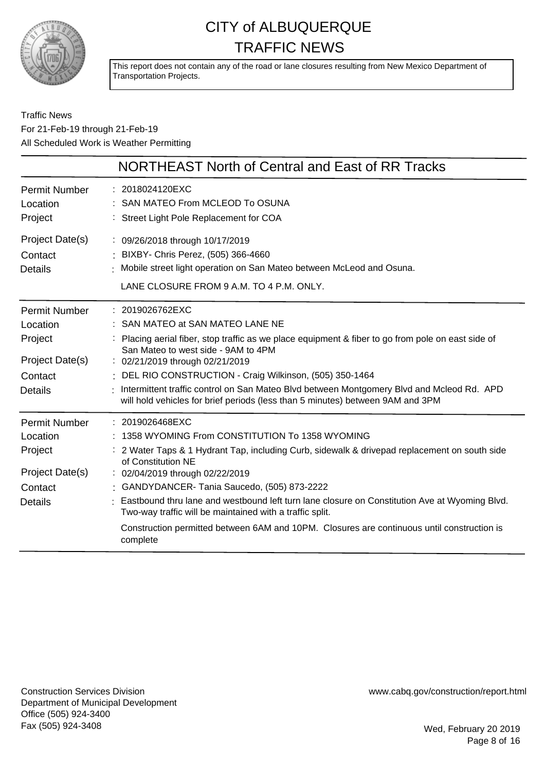# CITY of ALBUQUERQUE
# TRAFFIC NEWS

This report does not contain any of the road or lane closures resulting from New Mexico Department of Transportation Projects.

Traffic News
For 21-Feb-19 through 21-Feb-19
All Scheduled Work is Weather Permitting

## NORTHEAST North of Central and East of RR Tracks

| | |
|---|---|
| Permit Number | : 2018024120EXC |
| Location | : SAN MATEO From MCLEOD To OSUNA |
| Project | : Street Light Pole Replacement for COA |
| Project Date(s) | : 09/26/2018 through 10/17/2019 |
| Contact | : BIXBY- Chris Perez, (505) 366-4660 |
| Details | : Mobile street light operation on San Mateo between McLeod and Osuna. LANE CLOSURE FROM 9 A.M. TO 4 P.M. ONLY. |

| | |
|---|---|
| Permit Number | : 2019026762EXC |
| Location | : SAN MATEO at SAN MATEO LANE NE |
| Project | : Placing aerial fiber, stop traffic as we place equipment & fiber to go from pole on east side of San Mateo to west side - 9AM to 4PM |
| Project Date(s) | : 02/21/2019 through 02/21/2019 |
| Contact | : DEL RIO CONSTRUCTION - Craig Wilkinson, (505) 350-1464 |
| Details | : Intermittent traffic control on San Mateo Blvd between Montgomery Blvd and Mcleod Rd. APD will hold vehicles for brief periods (less than 5 minutes) between 9AM and 3PM |

| | |
|---|---|
| Permit Number | : 2019026468EXC |
| Location | : 1358 WYOMING From CONSTITUTION To 1358 WYOMING |
| Project | : 2 Water Taps & 1 Hydrant Tap, including Curb, sidewalk & drivepad replacement on south side of Constitution NE |
| Project Date(s) | : 02/04/2019 through 02/22/2019 |
| Contact | : GANDYDANCER- Tania Saucedo, (505) 873-2222 |
| Details | : Eastbound thru lane and westbound left turn lane closure on Constitution Ave at Wyoming Blvd. Two-way traffic will be maintained with a traffic split. Construction permitted between 6AM and 10PM. Closures are continuous until construction is complete |

Construction Services Division
Department of Municipal Development
Office (505) 924-3400
Fax (505) 924-3408

www.cabq.gov/construction/report.html

Wed, February 20 2019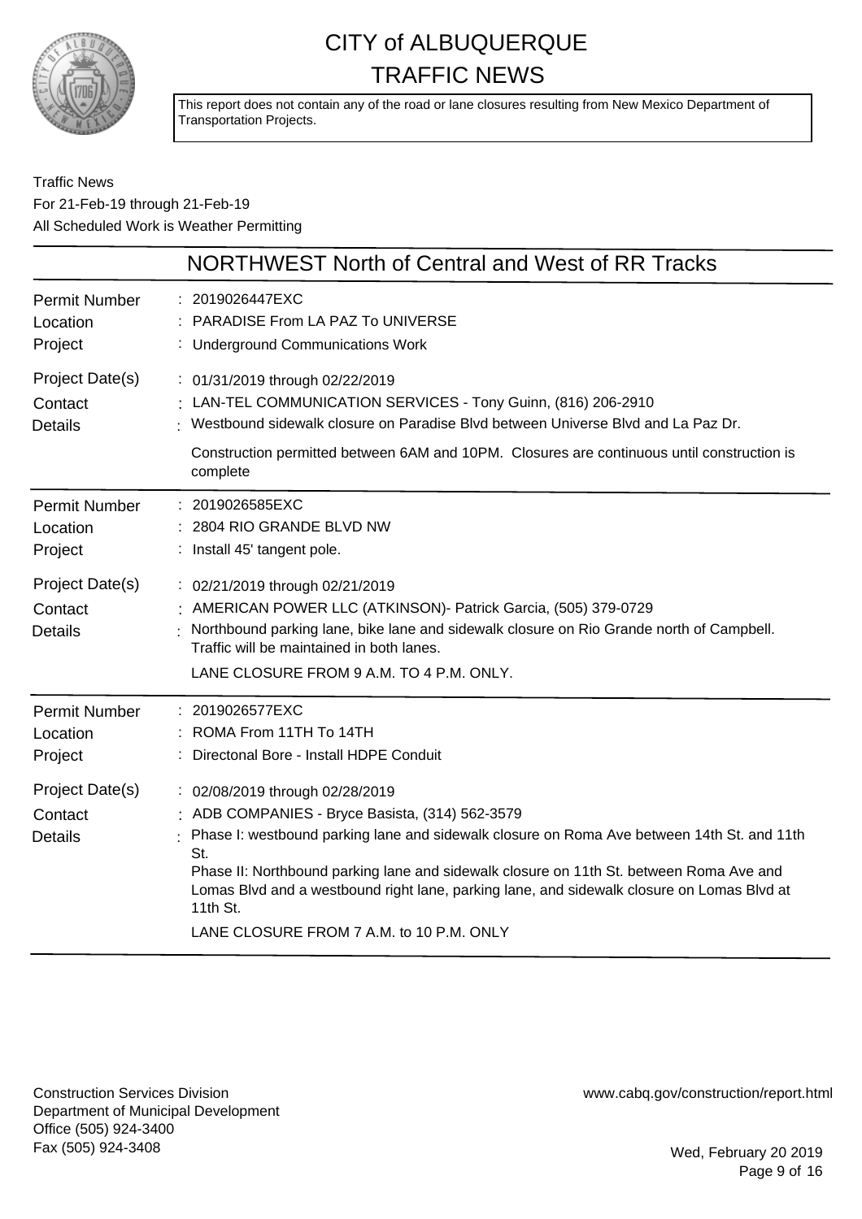# CITY of ALBUQUERQUE TRAFFIC NEWS

This report does not contain any of the road or lane closures resulting from New Mexico Department of Transportation Projects.

Traffic News
For 21-Feb-19 through 21-Feb-19
All Scheduled Work is Weather Permitting

## NORTHWEST North of Central and West of RR Tracks

| | |
|---|---|
| Permit Number | 2019026447EXC |
| Location | PARADISE From LA PAZ To UNIVERSE |
| Project | Underground Communications Work |
| Project Date(s) | 01/31/2019 through 02/22/2019 |
| Contact | LAN-TEL COMMUNICATION SERVICES - Tony Guinn, (816) 206-2910 |
| Details | Westbound sidewalk closure on Paradise Blvd between Universe Blvd and La Paz Dr.<br><br>Construction permitted between 6AM and 10PM. Closures are continuous until construction is complete |

| | |
|---|---|
| Permit Number | 2019026585EXC |
| Location | 2804 RIO GRANDE BLVD NW |
| Project | Install 45' tangent pole. |
| Project Date(s) | 02/21/2019 through 02/21/2019 |
| Contact | AMERICAN POWER LLC (ATKINSON)- Patrick Garcia, (505) 379-0729 |
| Details | Northbound parking lane, bike lane and sidewalk closure on Rio Grande north of Campbell. Traffic will be maintained in both lanes.<br><br>LANE CLOSURE FROM 9 A.M. TO 4 P.M. ONLY. |

| | |
|---|---|
| Permit Number | 2019026577EXC |
| Location | ROMA From 11TH To 14TH |
| Project | Directonal Bore - Install HDPE Conduit |
| Project Date(s) | 02/08/2019 through 02/28/2019 |
| Contact | ADB COMPANIES - Bryce Basista, (314) 562-3579 |
| Details | Phase I: westbound parking lane and sidewalk closure on Roma Ave between 14th St. and 11th St.<br>Phase II: Northbound parking lane and sidewalk closure on 11th St. between Roma Ave and Lomas Blvd and a westbound right lane, parking lane, and sidewalk closure on Lomas Blvd at 11th St.<br><br>LANE CLOSURE FROM 7 A.M. to 10 P.M. ONLY |

Construction Services Division
Department of Municipal Development
Office (505) 924-3400
Fax (505) 924-3408

www.cabq.gov/construction/report.html

Wed, February 20 2019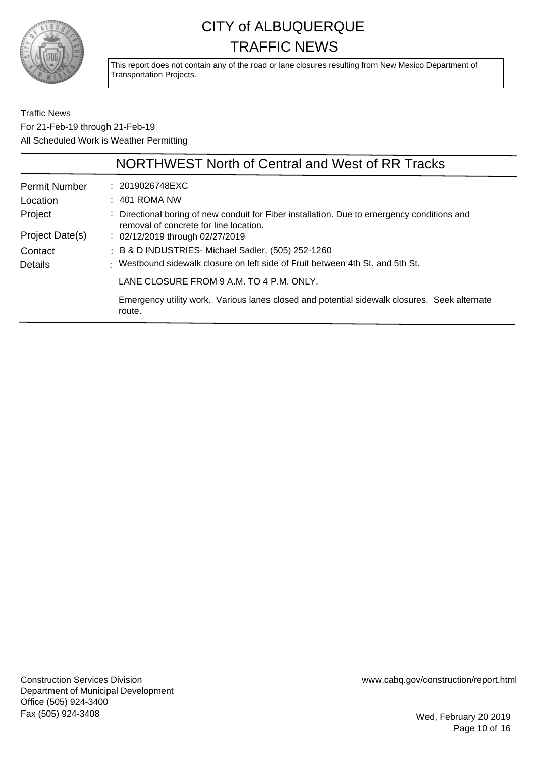# CITY of ALBUQUERQUE TRAFFIC NEWS

This report does not contain any of the road or lane closures resulting from New Mexico Department of Transportation Projects.

Traffic News
For 21-Feb-19 through 21-Feb-19
All Scheduled Work is Weather Permitting

## NORTHWEST North of Central and West of RR Tracks

| | |
|---|---|
| Permit Number | : 2019026748EXC |
| Location | : 401 ROMA NW |
| Project | : Directional boring of new conduit for Fiber installation. Due to emergency conditions and removal of concrete for line location. |
| Project Date(s) | : 02/12/2019 through 02/27/2019 |
| Contact | : B & D INDUSTRIES- Michael Sadler, (505) 252-1260 |
| Details | : Westbound sidewalk closure on left side of Fruit between 4th St. and 5th St. |

LANE CLOSURE FROM 9 A.M. TO 4 P.M. ONLY.

Emergency utility work. Various lanes closed and potential sidewalk closures. Seek alternate route.

Construction Services Division
Department of Municipal Development
Office (505) 924-3400
Fax (505) 924-3408

www.cabq.gov/construction/report.html

Wed, February 20 2019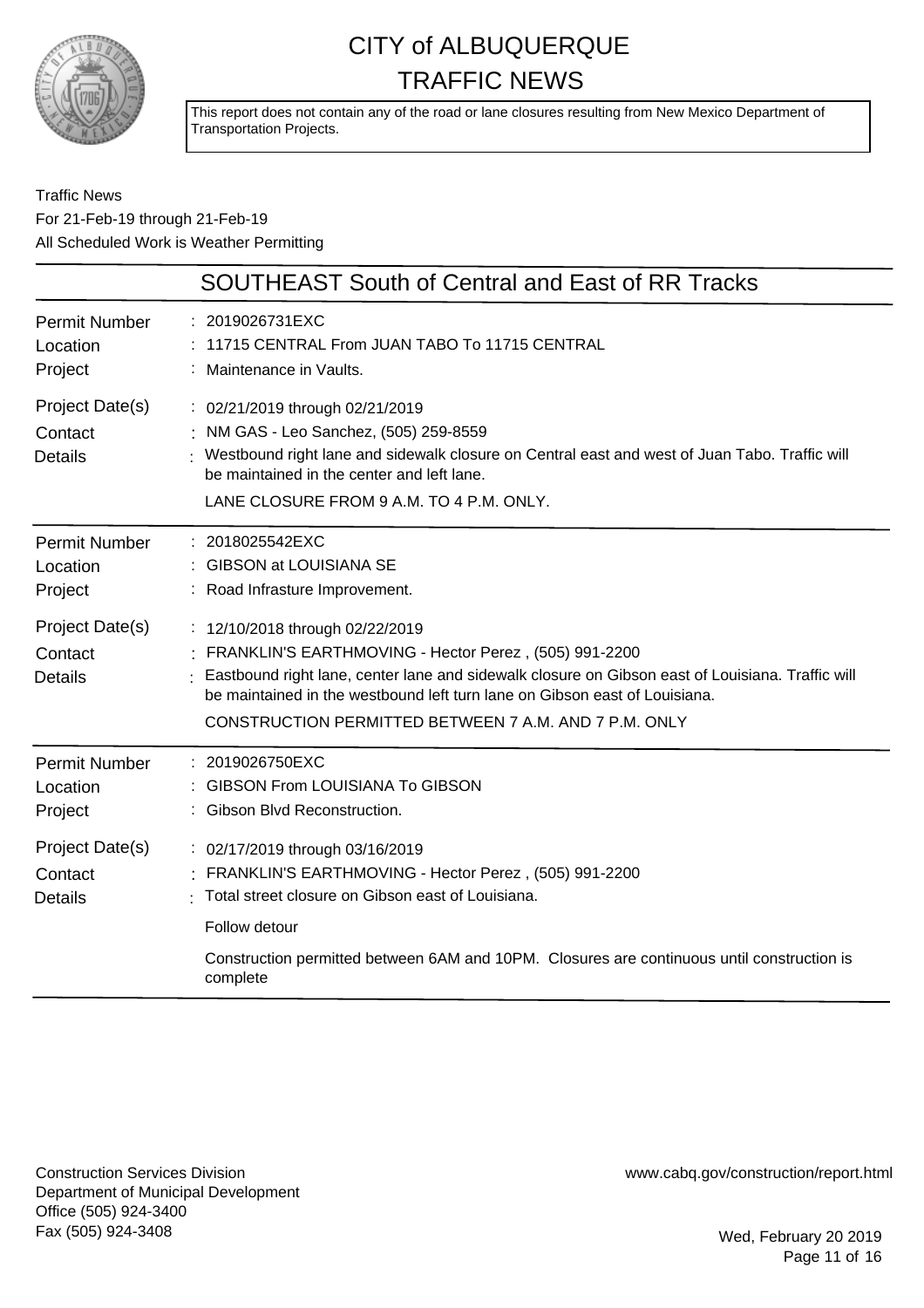# CITY of ALBUQUERQUE TRAFFIC NEWS

This report does not contain any of the road or lane closures resulting from New Mexico Department of Transportation Projects.

Traffic News
For 21-Feb-19 through 21-Feb-19
All Scheduled Work is Weather Permitting

## SOUTHEAST South of Central and East of RR Tracks

| | |
|---|---|
| Permit Number | : 2019026731EXC |
| Location | : 11715 CENTRAL From JUAN TABO To 11715 CENTRAL |
| Project | : Maintenance in Vaults. |
| Project Date(s) | : 02/21/2019 through 02/21/2019 |
| Contact | : NM GAS - Leo Sanchez, (505) 259-8559 |
| Details | : Westbound right lane and sidewalk closure on Central east and west of Juan Tabo. Traffic will be maintained in the center and left lane.<br>LANE CLOSURE FROM 9 A.M. TO 4 P.M. ONLY. |

| | |
|---|---|
| Permit Number | : 2018025542EXC |
| Location | : GIBSON at LOUISIANA SE |
| Project | : Road Infrasture Improvement. |
| Project Date(s) | : 12/10/2018 through 02/22/2019 |
| Contact | : FRANKLIN'S EARTHMOVING - Hector Perez , (505) 991-2200 |
| Details | : Eastbound right lane, center lane and sidewalk closure on Gibson east of Louisiana. Traffic will be maintained in the westbound left turn lane on Gibson east of Louisiana.<br>CONSTRUCTION PERMITTED BETWEEN 7 A.M. AND 7 P.M. ONLY |

| | |
|---|---|
| Permit Number | : 2019026750EXC |
| Location | : GIBSON From LOUISIANA To GIBSON |
| Project | : Gibson Blvd Reconstruction. |
| Project Date(s) | : 02/17/2019 through 03/16/2019 |
| Contact | : FRANKLIN'S EARTHMOVING - Hector Perez , (505) 991-2200 |
| Details | : Total street closure on Gibson east of Louisiana.<br>Follow detour<br>Construction permitted between 6AM and 10PM. Closures are continuous until construction is complete |

Construction Services Division
Department of Municipal Development
Office (505) 924-3400
Fax (505) 924-3408

www.cabq.gov/construction/report.html

Wed, February 20 2019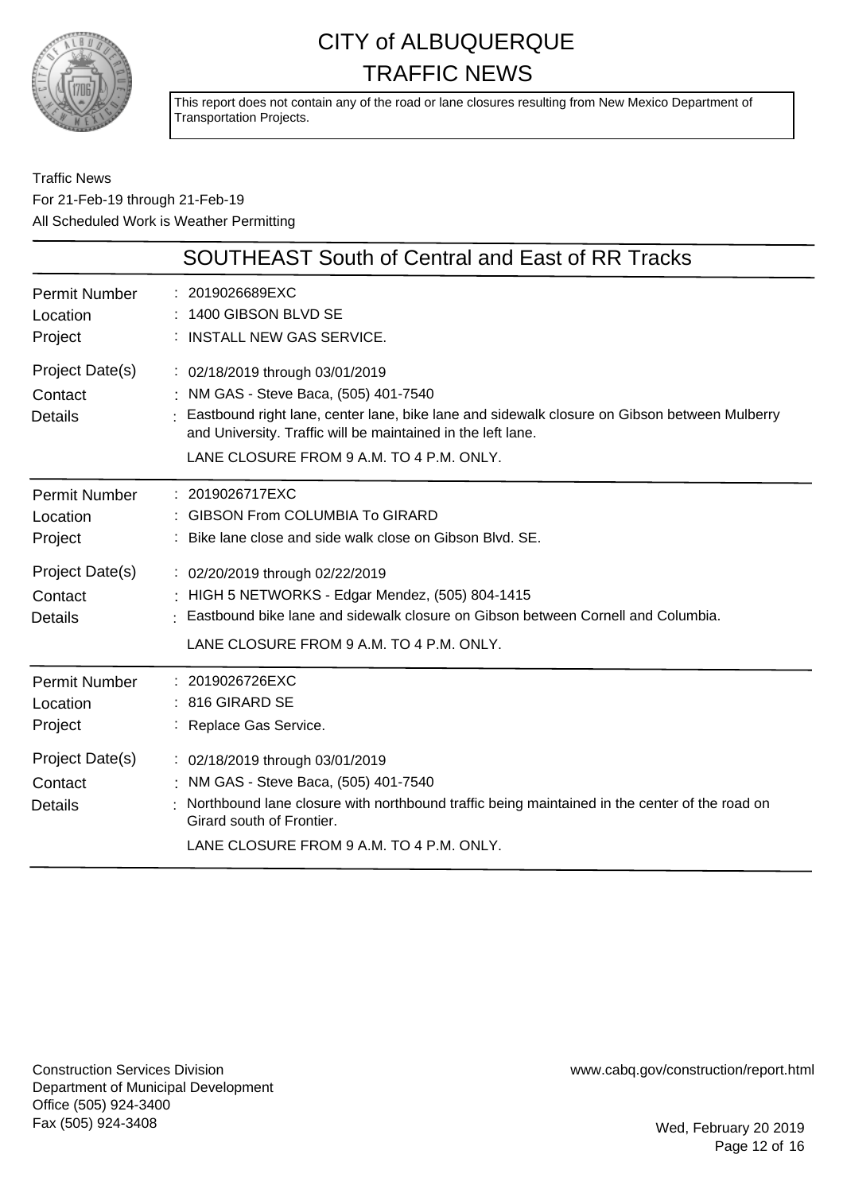# CITY of ALBUQUERQUE TRAFFIC NEWS

This report does not contain any of the road or lane closures resulting from New Mexico Department of Transportation Projects.

Traffic News
For 21-Feb-19 through 21-Feb-19
All Scheduled Work is Weather Permitting

## SOUTHEAST South of Central and East of RR Tracks

**Permit Number** : 2019026689EXC
**Location** : 1400 GIBSON BLVD SE
**Project** : INSTALL NEW GAS SERVICE.

**Project Date(s)** : 02/18/2019 through 03/01/2019
**Contact** : NM GAS - Steve Baca, (505) 401-7540
**Details** : Eastbound right lane, center lane, bike lane and sidewalk closure on Gibson between Mulberry and University. Traffic will be maintained in the left lane.
LANE CLOSURE FROM 9 A.M. TO 4 P.M. ONLY.

---

**Permit Number** : 2019026717EXC
**Location** : GIBSON From COLUMBIA To GIRARD
**Project** : Bike lane close and side walk close on Gibson Blvd. SE.

**Project Date(s)** : 02/20/2019 through 02/22/2019
**Contact** : HIGH 5 NETWORKS - Edgar Mendez, (505) 804-1415
**Details** : Eastbound bike lane and sidewalk closure on Gibson between Cornell and Columbia.
LANE CLOSURE FROM 9 A.M. TO 4 P.M. ONLY.

---

**Permit Number** : 2019026726EXC
**Location** : 816 GIRARD SE
**Project** : Replace Gas Service.

**Project Date(s)** : 02/18/2019 through 03/01/2019
**Contact** : NM GAS - Steve Baca, (505) 401-7540
**Details** : Northbound lane closure with northbound traffic being maintained in the center of the road on Girard south of Frontier.
LANE CLOSURE FROM 9 A.M. TO 4 P.M. ONLY.

---

Construction Services Division
Department of Municipal Development
Office (505) 924-3400
Fax (505) 924-3408

www.cabq.gov/construction/report.html

Wed, February 20 2019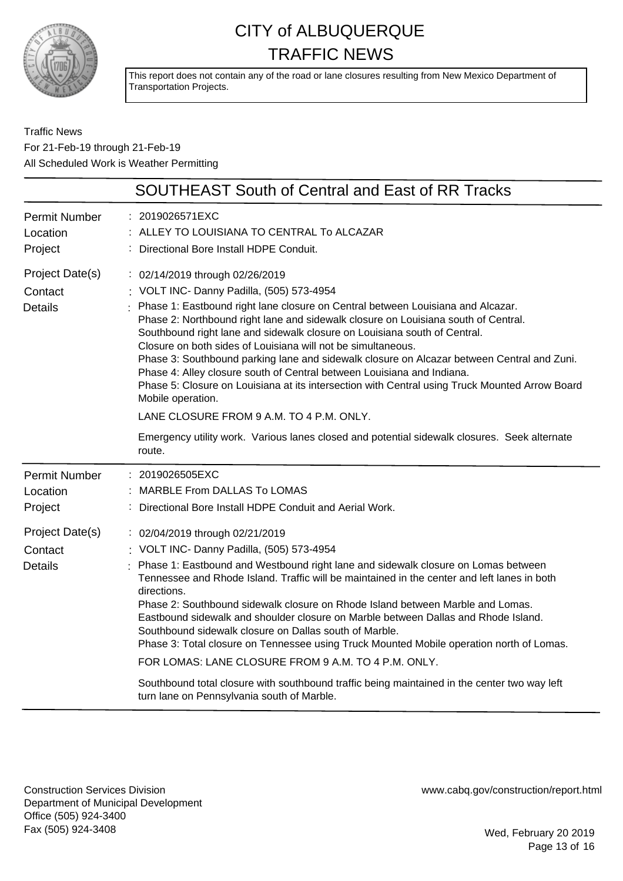# CITY of ALBUQUERQUE TRAFFIC NEWS

This report does not contain any of the road or lane closures resulting from New Mexico Department of Transportation Projects.

Traffic News
For 21-Feb-19 through 21-Feb-19
All Scheduled Work is Weather Permitting

## SOUTHEAST South of Central and East of RR Tracks

**Permit Number**: 2019026571EXC
**Location**: ALLEY TO LOUISIANA TO CENTRAL To ALCAZAR
**Project**: Directional Bore Install HDPE Conduit.
**Project Date(s)**: 02/14/2019 through 02/26/2019
**Contact**: VOLT INC- Danny Padilla, (505) 573-4954
**Details**: Phase 1: Eastbound right lane closure on Central between Louisiana and Alcazar.
Phase 2: Northbound right lane and sidewalk closure on Louisiana south of Central.
Southbound right lane and sidewalk closure on Louisiana south of Central.
Closure on both sides of Louisiana will not be simultaneous.
Phase 3: Southbound parking lane and sidewalk closure on Alcazar between Central and Zuni.
Phase 4: Alley closure south of Central between Louisiana and Indiana.
Phase 5: Closure on Louisiana at its intersection with Central using Truck Mounted Arrow Board Mobile operation.

LANE CLOSURE FROM 9 A.M. TO 4 P.M. ONLY.

Emergency utility work. Various lanes closed and potential sidewalk closures. Seek alternate route.

---

**Permit Number**: 2019026505EXC
**Location**: MARBLE From DALLAS To LOMAS
**Project**: Directional Bore Install HDPE Conduit and Aerial Work.
**Project Date(s)**: 02/04/2019 through 02/21/2019
**Contact**: VOLT INC- Danny Padilla, (505) 573-4954
**Details**: Phase 1: Eastbound and Westbound right lane and sidewalk closure on Lomas between Tennessee and Rhode Island. Traffic will be maintained in the center and left lanes in both directions.
Phase 2: Southbound sidewalk closure on Rhode Island between Marble and Lomas.
Eastbound sidewalk and shoulder closure on Marble between Dallas and Rhode Island.
Southbound sidewalk closure on Dallas south of Marble.
Phase 3: Total closure on Tennessee using Truck Mounted Mobile operation north of Lomas.

FOR LOMAS: LANE CLOSURE FROM 9 A.M. TO 4 P.M. ONLY.

Southbound total closure with southbound traffic being maintained in the center two way left turn lane on Pennsylvania south of Marble.

---

Construction Services Division
Department of Municipal Development
Office (505) 924-3400
Fax (505) 924-3408

www.cabq.gov/construction/report.html

Wed, February 20 2019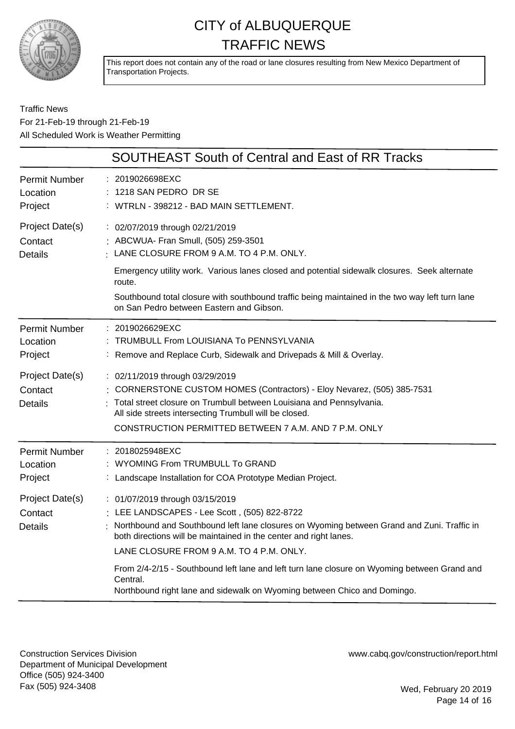# CITY of ALBUQUERQUE TRAFFIC NEWS

This report does not contain any of the road or lane closures resulting from New Mexico Department of Transportation Projects.

Traffic News
For 21-Feb-19 through 21-Feb-19
All Scheduled Work is Weather Permitting

## SOUTHEAST South of Central and East of RR Tracks

**Permit Number** : 2019026698EXC
**Location** : 1218 SAN PEDRO DR SE
**Project** : WTRLN - 398212 - BAD MAIN SETTLEMENT.
**Project Date(s)** : 02/07/2019 through 02/21/2019
**Contact** : ABCWUA- Fran Smull, (505) 259-3501
**Details** : LANE CLOSURE FROM 9 A.M. TO 4 P.M. ONLY.

Emergency utility work. Various lanes closed and potential sidewalk closures. Seek alternate route.

Southbound total closure with southbound traffic being maintained in the two way left turn lane on San Pedro between Eastern and Gibson.

---

**Permit Number** : 2019026629EXC
**Location** : TRUMBULL From LOUISIANA To PENNSYLVANIA
**Project** : Remove and Replace Curb, Sidewalk and Drivepads & Mill & Overlay.
**Project Date(s)** : 02/11/2019 through 03/29/2019
**Contact** : CORNERSTONE CUSTOM HOMES (Contractors) - Eloy Nevarez, (505) 385-7531
**Details** : Total street closure on Trumbull between Louisiana and Pennsylvania.
All side streets intersecting Trumbull will be closed.
CONSTRUCTION PERMITTED BETWEEN 7 A.M. AND 7 P.M. ONLY

---

**Permit Number** : 2018025948EXC
**Location** : WYOMING From TRUMBULL To GRAND
**Project** : Landscape Installation for COA Prototype Median Project.
**Project Date(s)** : 01/07/2019 through 03/15/2019
**Contact** : LEE LANDSCAPES - Lee Scott , (505) 822-8722
**Details** : Northbound and Southbound left lane closures on Wyoming between Grand and Zuni. Traffic in both directions will be maintained in the center and right lanes.

LANE CLOSURE FROM 9 A.M. TO 4 P.M. ONLY.

From 2/4-2/15 - Southbound left lane and left turn lane closure on Wyoming between Grand and Central.
Northbound right lane and sidewalk on Wyoming between Chico and Domingo.

---

Construction Services Division
Department of Municipal Development
Office (505) 924-3400
Fax (505) 924-3408

www.cabq.gov/construction/report.html

Wed, February 20 2019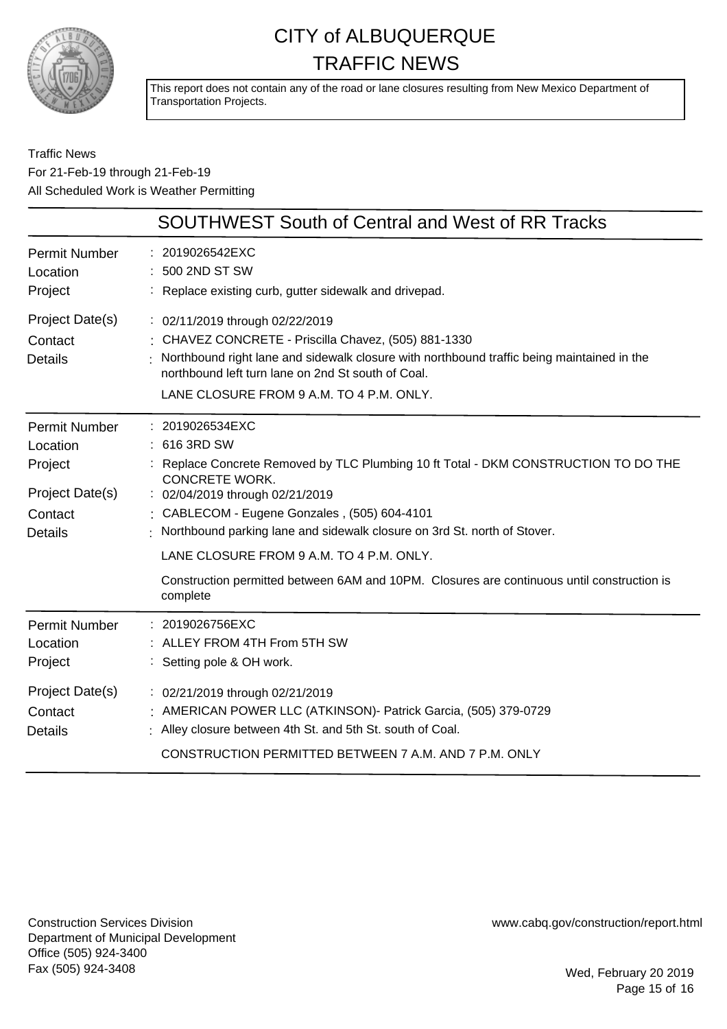# CITY of ALBUQUERQUE
# TRAFFIC NEWS

This report does not contain any of the road or lane closures resulting from New Mexico Department of Transportation Projects.

Traffic News
For 21-Feb-19 through 21-Feb-19
All Scheduled Work is Weather Permitting

## SOUTHWEST South of Central and West of RR Tracks

| | |
|---|---|
| Permit Number | 2019026542EXC |
| Location | 500 2ND ST SW |
| Project | Replace existing curb, gutter sidewalk and drivepad. |
| Project Date(s) | 02/11/2019 through 02/22/2019 |
| Contact | CHAVEZ CONCRETE - Priscilla Chavez, (505) 881-1330 |
| Details | Northbound right lane and sidewalk closure with northbound traffic being maintained in the northbound left turn lane on 2nd St south of Coal.<br>LANE CLOSURE FROM 9 A.M. TO 4 P.M. ONLY. |

| | |
|---|---|
| Permit Number | 2019026534EXC |
| Location | 616 3RD SW |
| Project | Replace Concrete Removed by TLC Plumbing 10 ft Total - DKM CONSTRUCTION TO DO THE CONCRETE WORK. |
| Project Date(s) | 02/04/2019 through 02/21/2019 |
| Contact | CABLECOM - Eugene Gonzales , (505) 604-4101 |
| Details | Northbound parking lane and sidewalk closure on 3rd St. north of Stover.<br>LANE CLOSURE FROM 9 A.M. TO 4 P.M. ONLY.<br>Construction permitted between 6AM and 10PM. Closures are continuous until construction is complete |

| | |
|---|---|
| Permit Number | 2019026756EXC |
| Location | ALLEY FROM 4TH From 5TH SW |
| Project | Setting pole & OH work. |
| Project Date(s) | 02/21/2019 through 02/21/2019 |
| Contact | AMERICAN POWER LLC (ATKINSON)- Patrick Garcia, (505) 379-0729 |
| Details | Alley closure between 4th St. and 5th St. south of Coal.<br>CONSTRUCTION PERMITTED BETWEEN 7 A.M. AND 7 P.M. ONLY |

Construction Services Division
Department of Municipal Development
Office (505) 924-3400
Fax (505) 924-3408

www.cabq.gov/construction/report.html

Wed, February 20 2019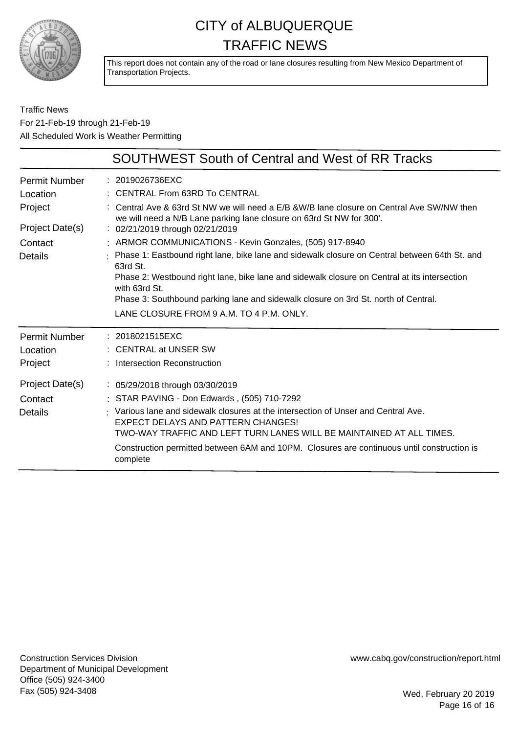# CITY of ALBUQUERQUE TRAFFIC NEWS

This report does not contain any of the road or lane closures resulting from New Mexico Department of Transportation Projects.

Traffic News
For 21-Feb-19 through 21-Feb-19
All Scheduled Work is Weather Permitting

## SOUTHWEST South of Central and West of RR Tracks

| | |
|---|---|
| Permit Number | 2019026736EXC |
| Location | CENTRAL From 63RD To CENTRAL |
| Project | Central Ave & 63rd St NW we will need a E/B &W/B lane closure on Central Ave SW/NW then we will need a N/B Lane parking lane closure on 63rd St NW for 300'. |
| Project Date(s) | 02/21/2019 through 02/21/2019 |
| Contact | ARMOR COMMUNICATIONS - Kevin Gonzales, (505) 917-8940 |
| Details | Phase 1: Eastbound right lane, bike lane and sidewalk closure on Central between 64th St. and 63rd St.<br>Phase 2: Westbound right lane, bike lane and sidewalk closure on Central at its intersection with 63rd St.<br>Phase 3: Southbound parking lane and sidewalk closure on 3rd St. north of Central.<br>LANE CLOSURE FROM 9 A.M. TO 4 P.M. ONLY. |

| | |
|---|---|
| Permit Number | 2018021515EXC |
| Location | CENTRAL at UNSER SW |
| Project | Intersection Reconstruction |
| Project Date(s) | 05/29/2018 through 03/30/2019 |
| Contact | STAR PAVING - Don Edwards , (505) 710-7292 |
| Details | Various lane and sidewalk closures at the intersection of Unser and Central Ave.<br>EXPECT DELAYS AND PATTERN CHANGES!<br>TWO-WAY TRAFFIC AND LEFT TURN LANES WILL BE MAINTAINED AT ALL TIMES.<br>Construction permitted between 6AM and 10PM. Closures are continuous until construction is complete |

Construction Services Division
Department of Municipal Development
Office (505) 924-3400
Fax (505) 924-3408

www.cabq.gov/construction/report.html

Wed, February 20 2019